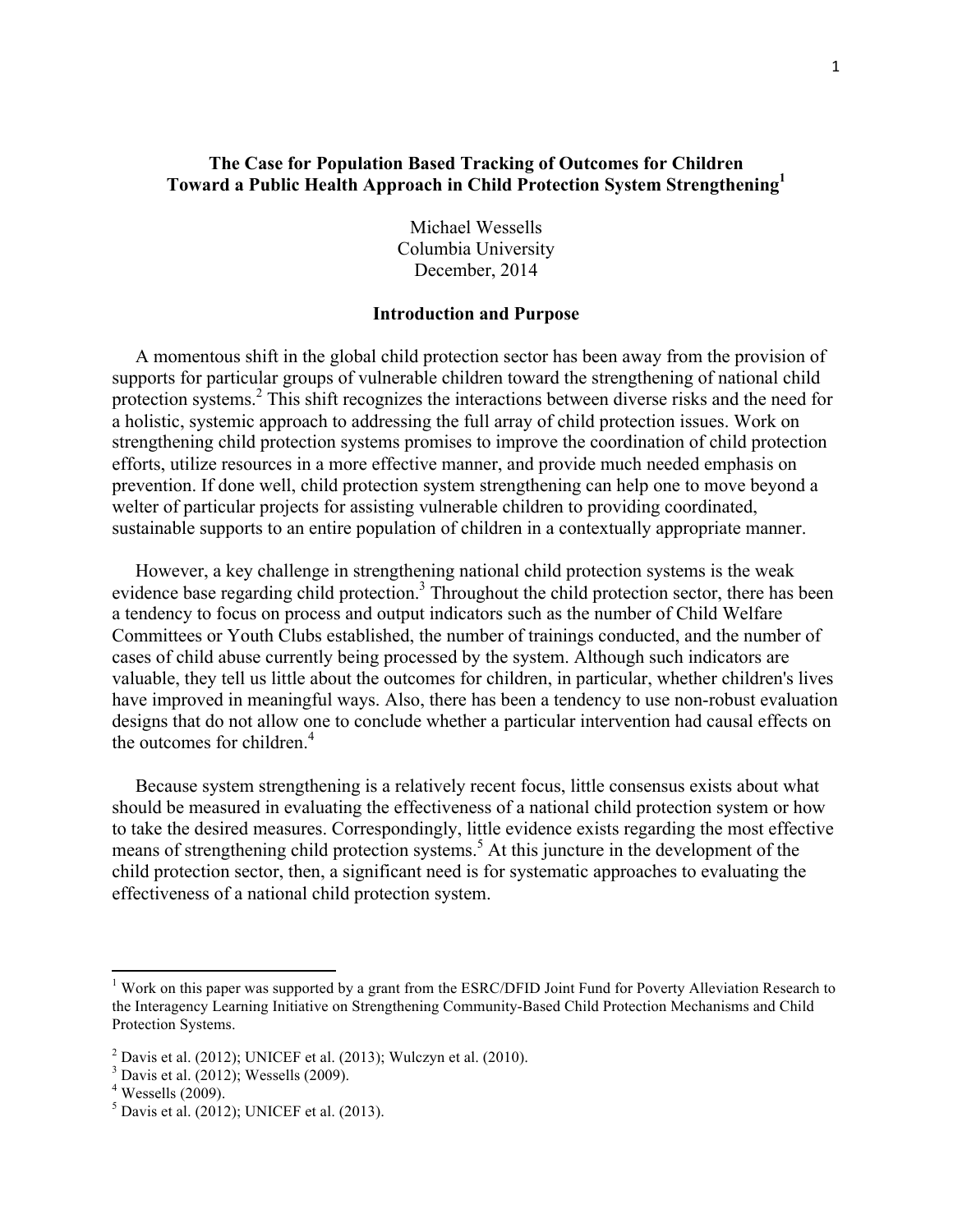# The Case for Population Based Tracking of Outcomes for Children
## Toward a Public Health Approach in Child Protection System Strengthening[1]

Michael Wessells
Columbia University
December, 2014

### Introduction and Purpose

A momentous shift in the global child protection sector has been away from the provision of supports for particular groups of vulnerable children toward the strengthening of national child protection systems.[2] This shift recognizes the interactions between diverse risks and the need for a holistic, systemic approach to addressing the full array of child protection issues. Work on strengthening child protection systems promises to improve the coordination of child protection efforts, utilize resources in a more effective manner, and provide much needed emphasis on prevention. If done well, child protection system strengthening can help one to move beyond a welter of particular projects for assisting vulnerable children to providing coordinated, sustainable supports to an entire population of children in a contextually appropriate manner.

However, a key challenge in strengthening national child protection systems is the weak evidence base regarding child protection.[3] Throughout the child protection sector, there has been a tendency to focus on process and output indicators such as the number of Child Welfare Committees or Youth Clubs established, the number of trainings conducted, and the number of cases of child abuse currently being processed by the system. Although such indicators are valuable, they tell us little about the outcomes for children, in particular, whether children's lives have improved in meaningful ways. Also, there has been a tendency to use non-robust evaluation designs that do not allow one to conclude whether a particular intervention had causal effects on the outcomes for children.[4]

Because system strengthening is a relatively recent focus, little consensus exists about what should be measured in evaluating the effectiveness of a national child protection system or how to take the desired measures. Correspondingly, little evidence exists regarding the most effective means of strengthening child protection systems.[5] At this juncture in the development of the child protection sector, then, a significant need is for systematic approaches to evaluating the effectiveness of a national child protection system.

---

[1] Work on this paper was supported by a grant from the ESRC/DFID Joint Fund for Poverty Alleviation Research to the Interagency Learning Initiative on Strengthening Community-Based Child Protection Mechanisms and Child Protection Systems.

[2] Davis et al. (2012); UNICEF et al. (2013); Wulczyn et al. (2010).

[3] Davis et al. (2012); Wessells (2009).

[4] Wessells (2009).

[5] Davis et al. (2012); UNICEF et al. (2013).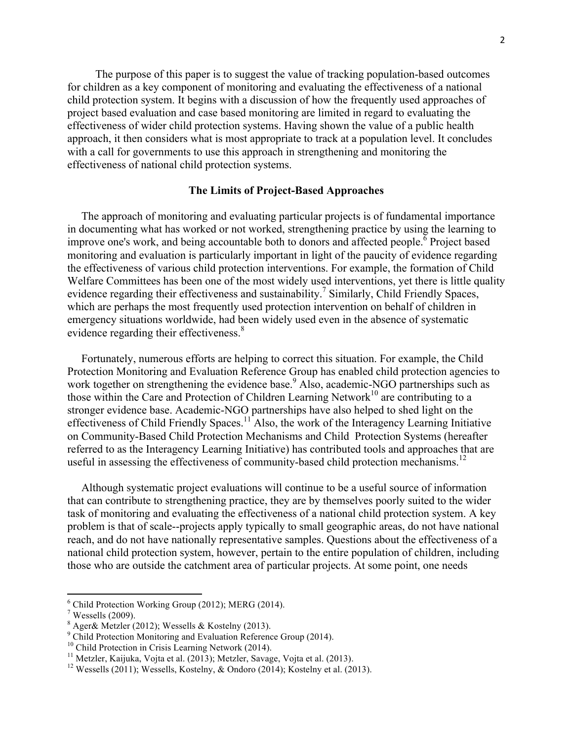The purpose of this paper is to suggest the value of tracking population-based outcomes for children as a key component of monitoring and evaluating the effectiveness of a national child protection system. It begins with a discussion of how the frequently used approaches of project based evaluation and case based monitoring are limited in regard to evaluating the effectiveness of wider child protection systems. Having shown the value of a public health approach, it then considers what is most appropriate to track at a population level. It concludes with a call for governments to use this approach in strengthening and monitoring the effectiveness of national child protection systems.

## The Limits of Project-Based Approaches

The approach of monitoring and evaluating particular projects is of fundamental importance in documenting what has worked or not worked, strengthening practice by using the learning to improve one's work, and being accountable both to donors and affected people.[6] Project based monitoring and evaluation is particularly important in light of the paucity of evidence regarding the effectiveness of various child protection interventions. For example, the formation of Child Welfare Committees has been one of the most widely used interventions, yet there is little quality evidence regarding their effectiveness and sustainability.[7] Similarly, Child Friendly Spaces, which are perhaps the most frequently used protection intervention on behalf of children in emergency situations worldwide, had been widely used even in the absence of systematic evidence regarding their effectiveness.[8]

Fortunately, numerous efforts are helping to correct this situation. For example, the Child Protection Monitoring and Evaluation Reference Group has enabled child protection agencies to work together on strengthening the evidence base.[9] Also, academic-NGO partnerships such as those within the Care and Protection of Children Learning Network[10] are contributing to a stronger evidence base. Academic-NGO partnerships have also helped to shed light on the effectiveness of Child Friendly Spaces.[11] Also, the work of the Interagency Learning Initiative on Community-Based Child Protection Mechanisms and Child Protection Systems (hereafter referred to as the Interagency Learning Initiative) has contributed tools and approaches that are useful in assessing the effectiveness of community-based child protection mechanisms.[12]

Although systematic project evaluations will continue to be a useful source of information that can contribute to strengthening practice, they are by themselves poorly suited to the wider task of monitoring and evaluating the effectiveness of a national child protection system. A key problem is that of scale--projects apply typically to small geographic areas, do not have national reach, and do not have nationally representative samples. Questions about the effectiveness of a national child protection system, however, pertain to the entire population of children, including those who are outside the catchment area of particular projects. At some point, one needs

---

[6] Child Protection Working Group (2012); MERG (2014).

[7] Wessells (2009).

[8] Ager& Metzler (2012); Wessells & Kostelny (2013).

[9] Child Protection Monitoring and Evaluation Reference Group (2014).

[10] Child Protection in Crisis Learning Network (2014).

[11] Metzler, Kaijuka, Vojta et al. (2013); Metzler, Savage, Vojta et al. (2013).

[12] Wessells (2011); Wessells, Kostelny, & Ondoro (2014); Kostelny et al. (2013).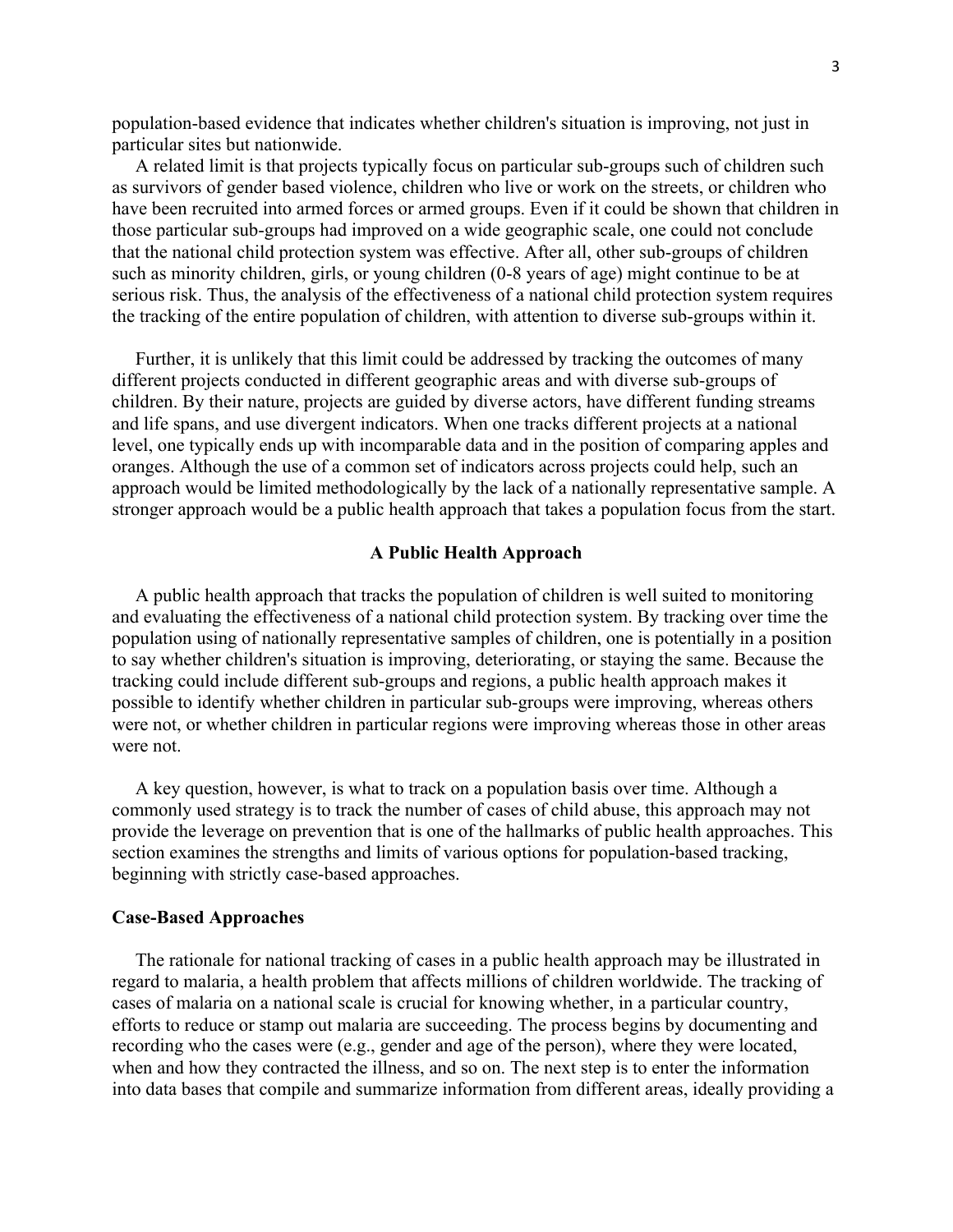population-based evidence that indicates whether children's situation is improving, not just in particular sites but nationwide.

A related limit is that projects typically focus on particular sub-groups such of children such as survivors of gender based violence, children who live or work on the streets, or children who have been recruited into armed forces or armed groups. Even if it could be shown that children in those particular sub-groups had improved on a wide geographic scale, one could not conclude that the national child protection system was effective. After all, other sub-groups of children such as minority children, girls, or young children (0-8 years of age) might continue to be at serious risk. Thus, the analysis of the effectiveness of a national child protection system requires the tracking of the entire population of children, with attention to diverse sub-groups within it.

Further, it is unlikely that this limit could be addressed by tracking the outcomes of many different projects conducted in different geographic areas and with diverse sub-groups of children. By their nature, projects are guided by diverse actors, have different funding streams and life spans, and use divergent indicators. When one tracks different projects at a national level, one typically ends up with incomparable data and in the position of comparing apples and oranges. Although the use of a common set of indicators across projects could help, such an approach would be limited methodologically by the lack of a nationally representative sample. A stronger approach would be a public health approach that takes a population focus from the start.

## A Public Health Approach

A public health approach that tracks the population of children is well suited to monitoring and evaluating the effectiveness of a national child protection system. By tracking over time the population using of nationally representative samples of children, one is potentially in a position to say whether children's situation is improving, deteriorating, or staying the same. Because the tracking could include different sub-groups and regions, a public health approach makes it possible to identify whether children in particular sub-groups were improving, whereas others were not, or whether children in particular regions were improving whereas those in other areas were not.

A key question, however, is what to track on a population basis over time. Although a commonly used strategy is to track the number of cases of child abuse, this approach may not provide the leverage on prevention that is one of the hallmarks of public health approaches. This section examines the strengths and limits of various options for population-based tracking, beginning with strictly case-based approaches.

### Case-Based Approaches

The rationale for national tracking of cases in a public health approach may be illustrated in regard to malaria, a health problem that affects millions of children worldwide. The tracking of cases of malaria on a national scale is crucial for knowing whether, in a particular country, efforts to reduce or stamp out malaria are succeeding. The process begins by documenting and recording who the cases were (e.g., gender and age of the person), where they were located, when and how they contracted the illness, and so on. The next step is to enter the information into data bases that compile and summarize information from different areas, ideally providing a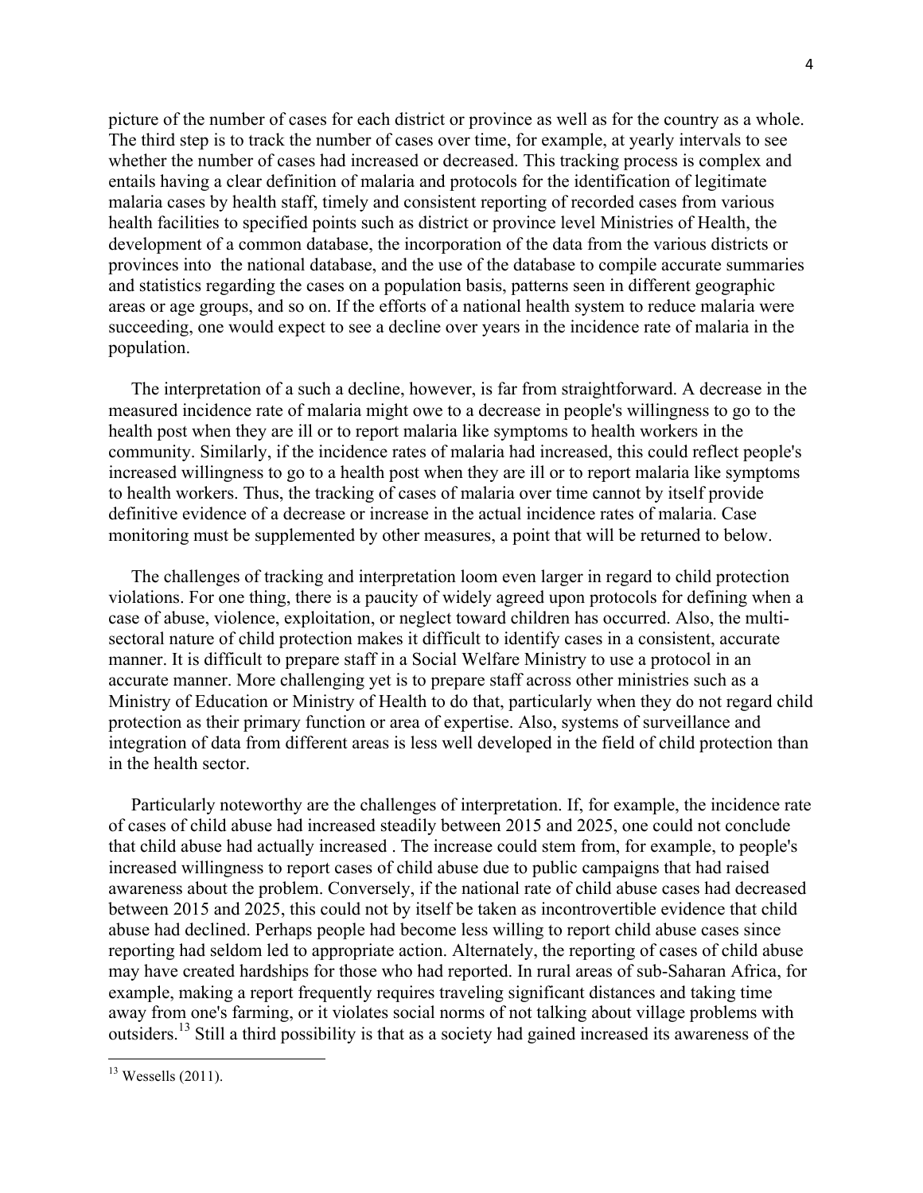picture of the number of cases for each district or province as well as for the country as a whole. The third step is to track the number of cases over time, for example, at yearly intervals to see whether the number of cases had increased or decreased. This tracking process is complex and entails having a clear definition of malaria and protocols for the identification of legitimate malaria cases by health staff, timely and consistent reporting of recorded cases from various health facilities to specified points such as district or province level Ministries of Health, the development of a common database, the incorporation of the data from the various districts or provinces into the national database, and the use of the database to compile accurate summaries and statistics regarding the cases on a population basis, patterns seen in different geographic areas or age groups, and so on. If the efforts of a national health system to reduce malaria were succeeding, one would expect to see a decline over years in the incidence rate of malaria in the population.

The interpretation of a such a decline, however, is far from straightforward. A decrease in the measured incidence rate of malaria might owe to a decrease in people's willingness to go to the health post when they are ill or to report malaria like symptoms to health workers in the community. Similarly, if the incidence rates of malaria had increased, this could reflect people's increased willingness to go to a health post when they are ill or to report malaria like symptoms to health workers. Thus, the tracking of cases of malaria over time cannot by itself provide definitive evidence of a decrease or increase in the actual incidence rates of malaria. Case monitoring must be supplemented by other measures, a point that will be returned to below.

The challenges of tracking and interpretation loom even larger in regard to child protection violations. For one thing, there is a paucity of widely agreed upon protocols for defining when a case of abuse, violence, exploitation, or neglect toward children has occurred. Also, the multi-sectoral nature of child protection makes it difficult to identify cases in a consistent, accurate manner. It is difficult to prepare staff in a Social Welfare Ministry to use a protocol in an accurate manner. More challenging yet is to prepare staff across other ministries such as a Ministry of Education or Ministry of Health to do that, particularly when they do not regard child protection as their primary function or area of expertise. Also, systems of surveillance and integration of data from different areas is less well developed in the field of child protection than in the health sector.

Particularly noteworthy are the challenges of interpretation. If, for example, the incidence rate of cases of child abuse had increased steadily between 2015 and 2025, one could not conclude that child abuse had actually increased . The increase could stem from, for example, to people's increased willingness to report cases of child abuse due to public campaigns that had raised awareness about the problem. Conversely, if the national rate of child abuse cases had decreased between 2015 and 2025, this could not by itself be taken as incontrovertible evidence that child abuse had declined. Perhaps people had become less willing to report child abuse cases since reporting had seldom led to appropriate action. Alternately, the reporting of cases of child abuse may have created hardships for those who had reported. In rural areas of sub-Saharan Africa, for example, making a report frequently requires traveling significant distances and taking time away from one's farming, or it violates social norms of not talking about village problems with outsiders.[13] Still a third possibility is that as a society had gained increased its awareness of the

[13] Wessells (2011).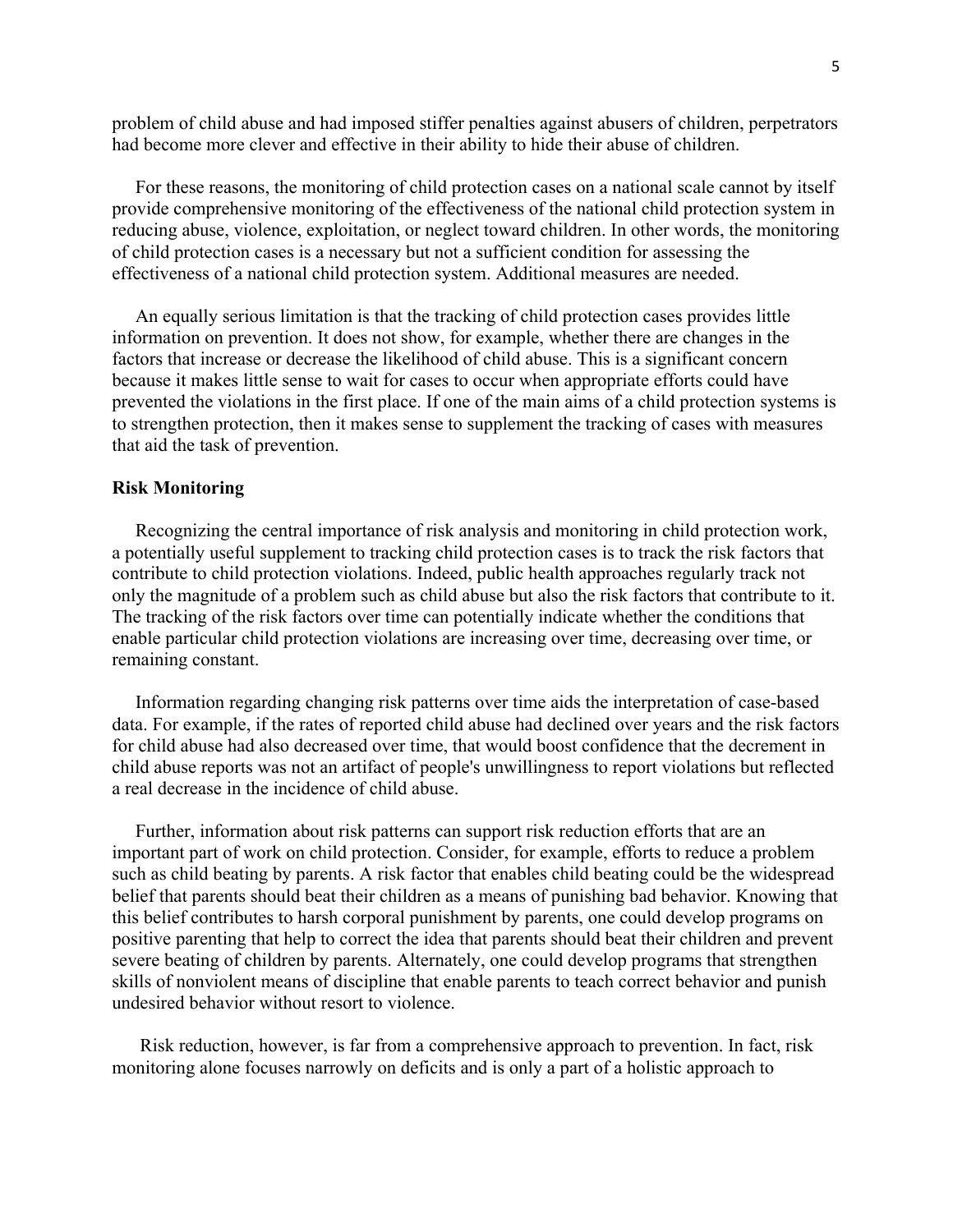problem of child abuse and had imposed stiffer penalties against abusers of children, perpetrators had become more clever and effective in their ability to hide their abuse of children.

For these reasons, the monitoring of child protection cases on a national scale cannot by itself provide comprehensive monitoring of the effectiveness of the national child protection system in reducing abuse, violence, exploitation, or neglect toward children. In other words, the monitoring of child protection cases is a necessary but not a sufficient condition for assessing the effectiveness of a national child protection system. Additional measures are needed.

An equally serious limitation is that the tracking of child protection cases provides little information on prevention. It does not show, for example, whether there are changes in the factors that increase or decrease the likelihood of child abuse. This is a significant concern because it makes little sense to wait for cases to occur when appropriate efforts could have prevented the violations in the first place. If one of the main aims of a child protection systems is to strengthen protection, then it makes sense to supplement the tracking of cases with measures that aid the task of prevention.

**Risk Monitoring**

Recognizing the central importance of risk analysis and monitoring in child protection work, a potentially useful supplement to tracking child protection cases is to track the risk factors that contribute to child protection violations. Indeed, public health approaches regularly track not only the magnitude of a problem such as child abuse but also the risk factors that contribute to it. The tracking of the risk factors over time can potentially indicate whether the conditions that enable particular child protection violations are increasing over time, decreasing over time, or remaining constant.

Information regarding changing risk patterns over time aids the interpretation of case-based data. For example, if the rates of reported child abuse had declined over years and the risk factors for child abuse had also decreased over time, that would boost confidence that the decrement in child abuse reports was not an artifact of people's unwillingness to report violations but reflected a real decrease in the incidence of child abuse.

Further, information about risk patterns can support risk reduction efforts that are an important part of work on child protection. Consider, for example, efforts to reduce a problem such as child beating by parents. A risk factor that enables child beating could be the widespread belief that parents should beat their children as a means of punishing bad behavior. Knowing that this belief contributes to harsh corporal punishment by parents, one could develop programs on positive parenting that help to correct the idea that parents should beat their children and prevent severe beating of children by parents. Alternately, one could develop programs that strengthen skills of nonviolent means of discipline that enable parents to teach correct behavior and punish undesired behavior without resort to violence.

Risk reduction, however, is far from a comprehensive approach to prevention. In fact, risk monitoring alone focuses narrowly on deficits and is only a part of a holistic approach to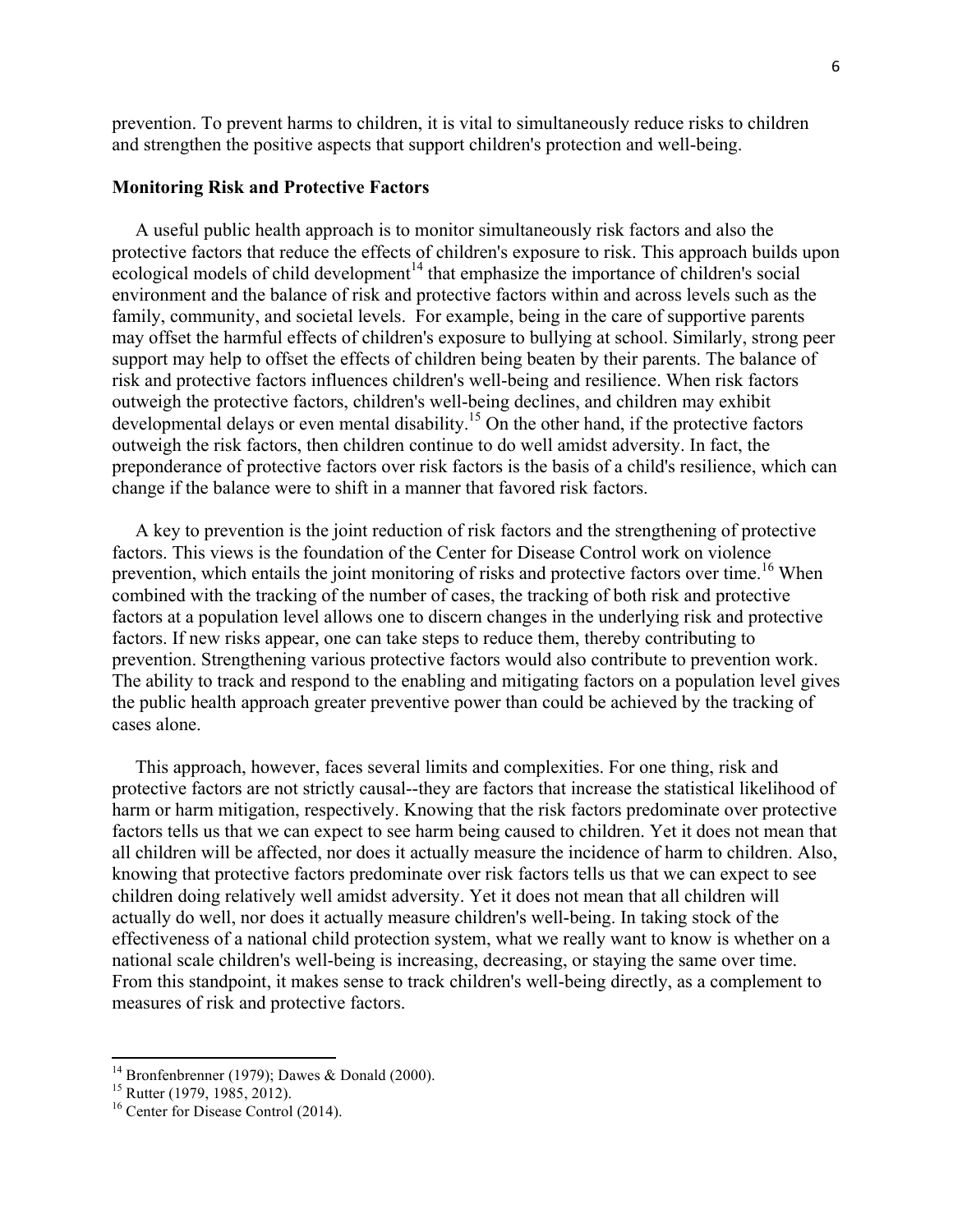prevention. To prevent harms to children, it is vital to simultaneously reduce risks to children and strengthen the positive aspects that support children's protection and well-being.

**Monitoring Risk and Protective Factors**

A useful public health approach is to monitor simultaneously risk factors and also the protective factors that reduce the effects of children's exposure to risk. This approach builds upon ecological models of child development[14] that emphasize the importance of children's social environment and the balance of risk and protective factors within and across levels such as the family, community, and societal levels. For example, being in the care of supportive parents may offset the harmful effects of children's exposure to bullying at school. Similarly, strong peer support may help to offset the effects of children being beaten by their parents. The balance of risk and protective factors influences children's well-being and resilience. When risk factors outweigh the protective factors, children's well-being declines, and children may exhibit developmental delays or even mental disability.[15] On the other hand, if the protective factors outweigh the risk factors, then children continue to do well amidst adversity. In fact, the preponderance of protective factors over risk factors is the basis of a child's resilience, which can change if the balance were to shift in a manner that favored risk factors.

A key to prevention is the joint reduction of risk factors and the strengthening of protective factors. This views is the foundation of the Center for Disease Control work on violence prevention, which entails the joint monitoring of risks and protective factors over time.[16] When combined with the tracking of the number of cases, the tracking of both risk and protective factors at a population level allows one to discern changes in the underlying risk and protective factors. If new risks appear, one can take steps to reduce them, thereby contributing to prevention. Strengthening various protective factors would also contribute to prevention work. The ability to track and respond to the enabling and mitigating factors on a population level gives the public health approach greater preventive power than could be achieved by the tracking of cases alone.

This approach, however, faces several limits and complexities. For one thing, risk and protective factors are not strictly causal--they are factors that increase the statistical likelihood of harm or harm mitigation, respectively. Knowing that the risk factors predominate over protective factors tells us that we can expect to see harm being caused to children. Yet it does not mean that all children will be affected, nor does it actually measure the incidence of harm to children. Also, knowing that protective factors predominate over risk factors tells us that we can expect to see children doing relatively well amidst adversity. Yet it does not mean that all children will actually do well, nor does it actually measure children's well-being. In taking stock of the effectiveness of a national child protection system, what we really want to know is whether on a national scale children's well-being is increasing, decreasing, or staying the same over time. From this standpoint, it makes sense to track children's well-being directly, as a complement to measures of risk and protective factors.

---

[14] Bronfenbrenner (1979); Dawes & Donald (2000).

[15] Rutter (1979, 1985, 2012).

[16] Center for Disease Control (2014).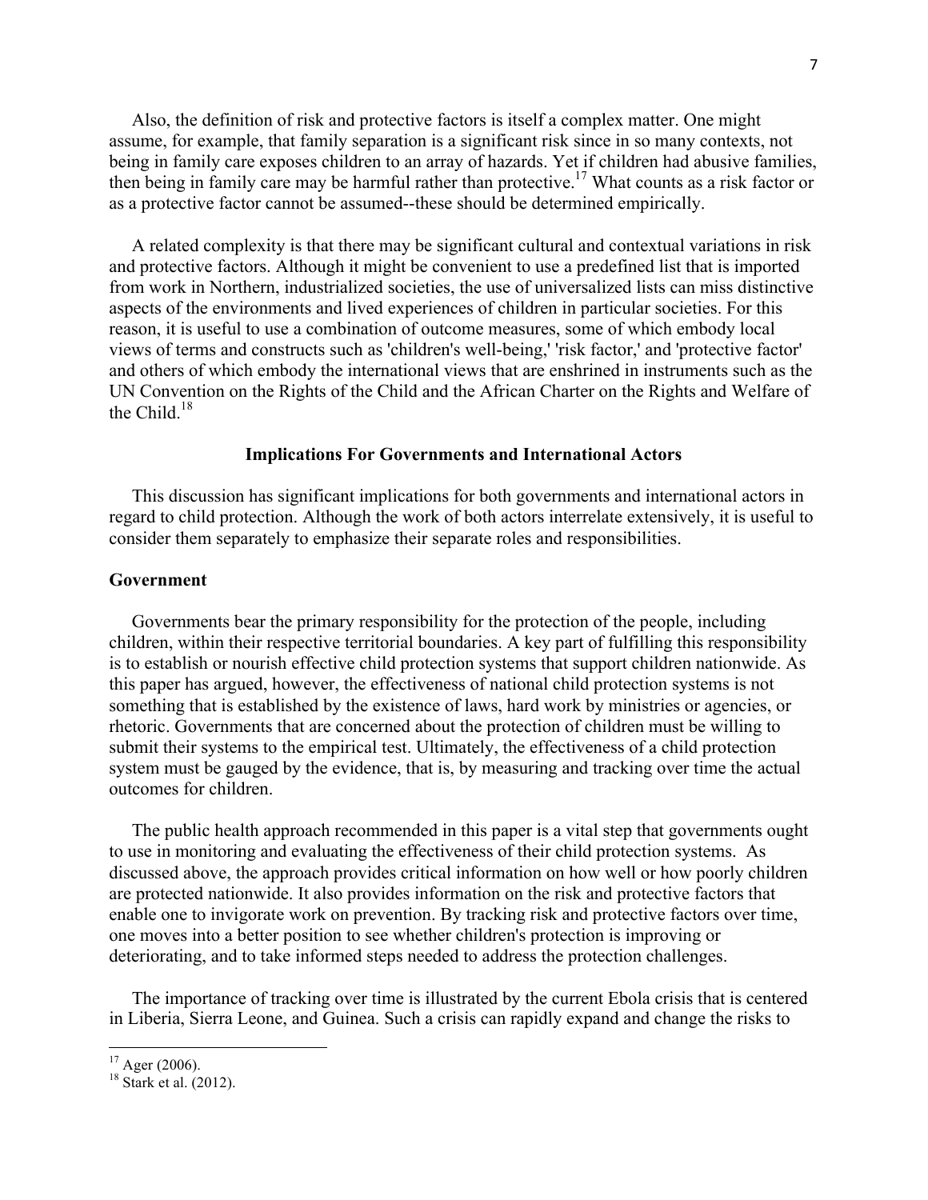Also, the definition of risk and protective factors is itself a complex matter. One might assume, for example, that family separation is a significant risk since in so many contexts, not being in family care exposes children to an array of hazards. Yet if children had abusive families, then being in family care may be harmful rather than protective.[17] What counts as a risk factor or as a protective factor cannot be assumed--these should be determined empirically.

A related complexity is that there may be significant cultural and contextual variations in risk and protective factors. Although it might be convenient to use a predefined list that is imported from work in Northern, industrialized societies, the use of universalized lists can miss distinctive aspects of the environments and lived experiences of children in particular societies. For this reason, it is useful to use a combination of outcome measures, some of which embody local views of terms and constructs such as 'children's well-being,' 'risk factor,' and 'protective factor' and others of which embody the international views that are enshrined in instruments such as the UN Convention on the Rights of the Child and the African Charter on the Rights and Welfare of the Child.[18]

## Implications For Governments and International Actors

This discussion has significant implications for both governments and international actors in regard to child protection. Although the work of both actors interrelate extensively, it is useful to consider them separately to emphasize their separate roles and responsibilities.

### Government

Governments bear the primary responsibility for the protection of the people, including children, within their respective territorial boundaries. A key part of fulfilling this responsibility is to establish or nourish effective child protection systems that support children nationwide. As this paper has argued, however, the effectiveness of national child protection systems is not something that is established by the existence of laws, hard work by ministries or agencies, or rhetoric. Governments that are concerned about the protection of children must be willing to submit their systems to the empirical test. Ultimately, the effectiveness of a child protection system must be gauged by the evidence, that is, by measuring and tracking over time the actual outcomes for children.

The public health approach recommended in this paper is a vital step that governments ought to use in monitoring and evaluating the effectiveness of their child protection systems. As discussed above, the approach provides critical information on how well or how poorly children are protected nationwide. It also provides information on the risk and protective factors that enable one to invigorate work on prevention. By tracking risk and protective factors over time, one moves into a better position to see whether children's protection is improving or deteriorating, and to take informed steps needed to address the protection challenges.

The importance of tracking over time is illustrated by the current Ebola crisis that is centered in Liberia, Sierra Leone, and Guinea. Such a crisis can rapidly expand and change the risks to

---

[17] Ager (2006).

[18] Stark et al. (2012).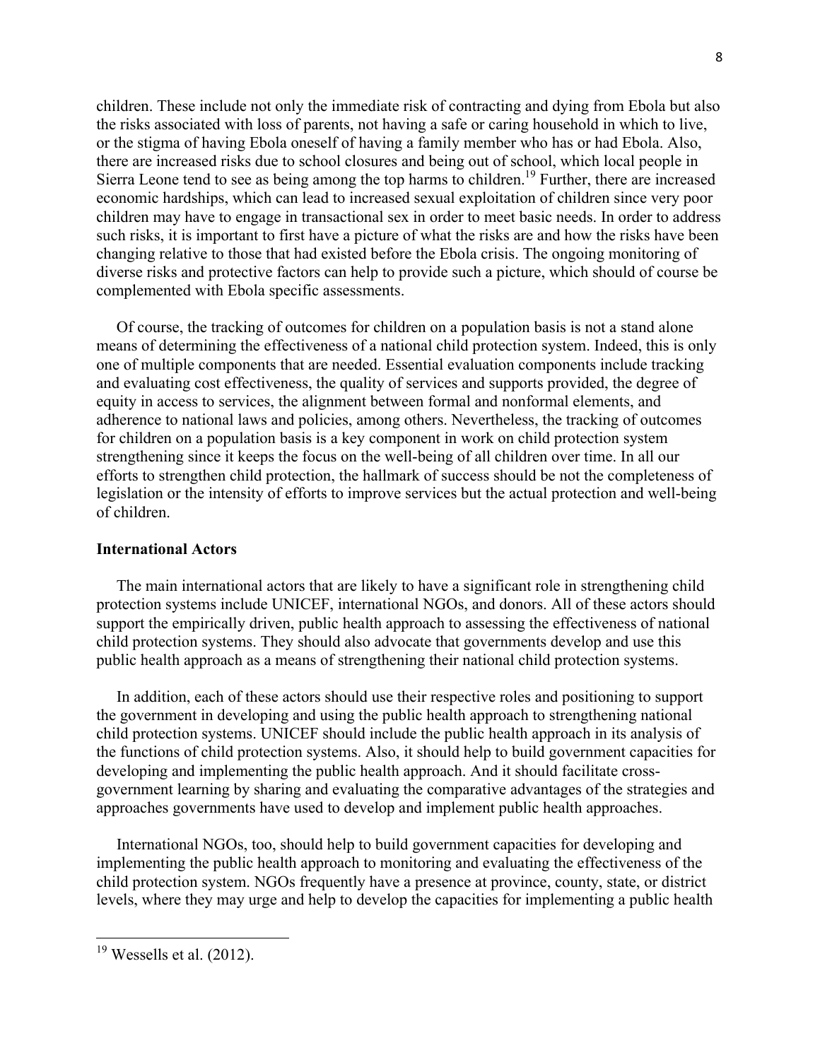children. These include not only the immediate risk of contracting and dying from Ebola but also the risks associated with loss of parents, not having a safe or caring household in which to live, or the stigma of having Ebola oneself of having a family member who has or had Ebola. Also, there are increased risks due to school closures and being out of school, which local people in Sierra Leone tend to see as being among the top harms to children.[19] Further, there are increased economic hardships, which can lead to increased sexual exploitation of children since very poor children may have to engage in transactional sex in order to meet basic needs. In order to address such risks, it is important to first have a picture of what the risks are and how the risks have been changing relative to those that had existed before the Ebola crisis. The ongoing monitoring of diverse risks and protective factors can help to provide such a picture, which should of course be complemented with Ebola specific assessments.

Of course, the tracking of outcomes for children on a population basis is not a stand alone means of determining the effectiveness of a national child protection system. Indeed, this is only one of multiple components that are needed. Essential evaluation components include tracking and evaluating cost effectiveness, the quality of services and supports provided, the degree of equity in access to services, the alignment between formal and nonformal elements, and adherence to national laws and policies, among others. Nevertheless, the tracking of outcomes for children on a population basis is a key component in work on child protection system strengthening since it keeps the focus on the well-being of all children over time. In all our efforts to strengthen child protection, the hallmark of success should be not the completeness of legislation or the intensity of efforts to improve services but the actual protection and well-being of children.

**International Actors**

The main international actors that are likely to have a significant role in strengthening child protection systems include UNICEF, international NGOs, and donors. All of these actors should support the empirically driven, public health approach to assessing the effectiveness of national child protection systems. They should also advocate that governments develop and use this public health approach as a means of strengthening their national child protection systems.

In addition, each of these actors should use their respective roles and positioning to support the government in developing and using the public health approach to strengthening national child protection systems. UNICEF should include the public health approach in its analysis of the functions of child protection systems. Also, it should help to build government capacities for developing and implementing the public health approach. And it should facilitate cross-government learning by sharing and evaluating the comparative advantages of the strategies and approaches governments have used to develop and implement public health approaches.

International NGOs, too, should help to build government capacities for developing and implementing the public health approach to monitoring and evaluating the effectiveness of the child protection system. NGOs frequently have a presence at province, county, state, or district levels, where they may urge and help to develop the capacities for implementing a public health

[19] Wessells et al. (2012).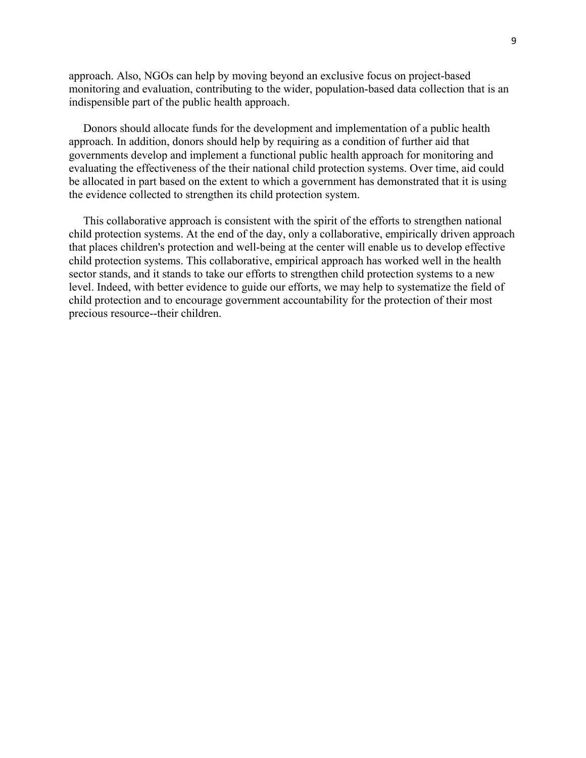approach. Also, NGOs can help by moving beyond an exclusive focus on project-based monitoring and evaluation, contributing to the wider, population-based data collection that is an indispensible part of the public health approach.

Donors should allocate funds for the development and implementation of a public health approach. In addition, donors should help by requiring as a condition of further aid that governments develop and implement a functional public health approach for monitoring and evaluating the effectiveness of the their national child protection systems. Over time, aid could be allocated in part based on the extent to which a government has demonstrated that it is using the evidence collected to strengthen its child protection system.

This collaborative approach is consistent with the spirit of the efforts to strengthen national child protection systems. At the end of the day, only a collaborative, empirically driven approach that places children's protection and well-being at the center will enable us to develop effective child protection systems. This collaborative, empirical approach has worked well in the health sector stands, and it stands to take our efforts to strengthen child protection systems to a new level. Indeed, with better evidence to guide our efforts, we may help to systematize the field of child protection and to encourage government accountability for the protection of their most precious resource--their children.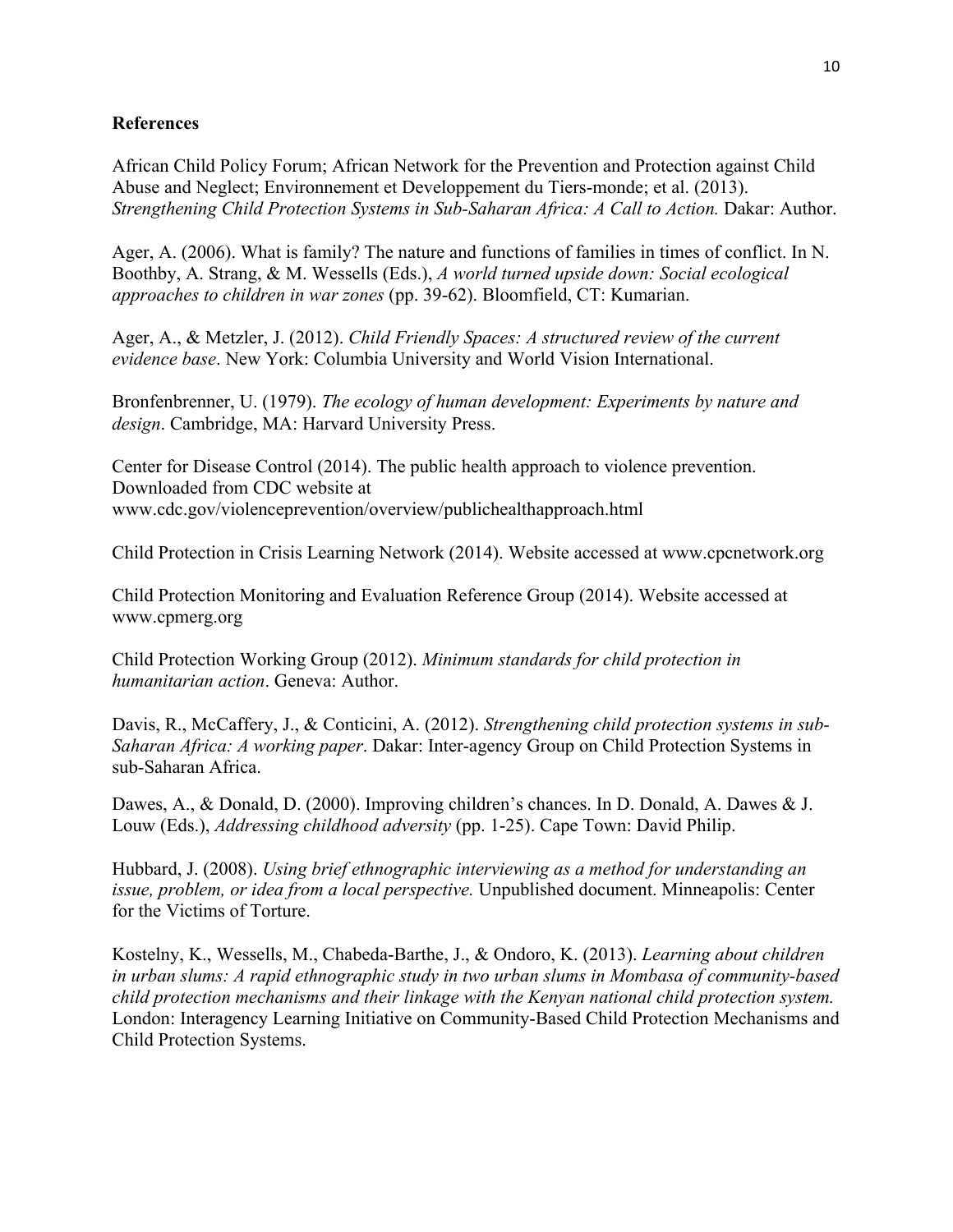**References**

African Child Policy Forum; African Network for the Prevention and Protection against Child Abuse and Neglect; Environnement et Developpement du Tiers-monde; et al. (2013). *Strengthening Child Protection Systems in Sub-Saharan Africa: A Call to Action.* Dakar: Author.

Ager, A. (2006). What is family? The nature and functions of families in times of conflict. In N. Boothby, A. Strang, & M. Wessells (Eds.), *A world turned upside down: Social ecological approaches to children in war zones* (pp. 39-62). Bloomfield, CT: Kumarian.

Ager, A., & Metzler, J. (2012). *Child Friendly Spaces: A structured review of the current evidence base*. New York: Columbia University and World Vision International.

Bronfenbrenner, U. (1979). *The ecology of human development: Experiments by nature and design*. Cambridge, MA: Harvard University Press.

Center for Disease Control (2014). The public health approach to violence prevention. Downloaded from CDC website at www.cdc.gov/violenceprevention/overview/publichealthapproach.html

Child Protection in Crisis Learning Network (2014). Website accessed at www.cpcnetwork.org

Child Protection Monitoring and Evaluation Reference Group (2014). Website accessed at www.cpmerg.org

Child Protection Working Group (2012). *Minimum standards for child protection in humanitarian action*. Geneva: Author.

Davis, R., McCaffery, J., & Conticini, A. (2012). *Strengthening child protection systems in sub-Saharan Africa: A working paper*. Dakar: Inter-agency Group on Child Protection Systems in sub-Saharan Africa.

Dawes, A., & Donald, D. (2000). Improving children's chances. In D. Donald, A. Dawes & J. Louw (Eds.), *Addressing childhood adversity* (pp. 1-25). Cape Town: David Philip.

Hubbard, J. (2008). *Using brief ethnographic interviewing as a method for understanding an issue, problem, or idea from a local perspective.* Unpublished document. Minneapolis: Center for the Victims of Torture.

Kostelny, K., Wessells, M., Chabeda-Barthe, J., & Ondoro, K. (2013). *Learning about children in urban slums: A rapid ethnographic study in two urban slums in Mombasa of community-based child protection mechanisms and their linkage with the Kenyan national child protection system.* London: Interagency Learning Initiative on Community-Based Child Protection Mechanisms and Child Protection Systems.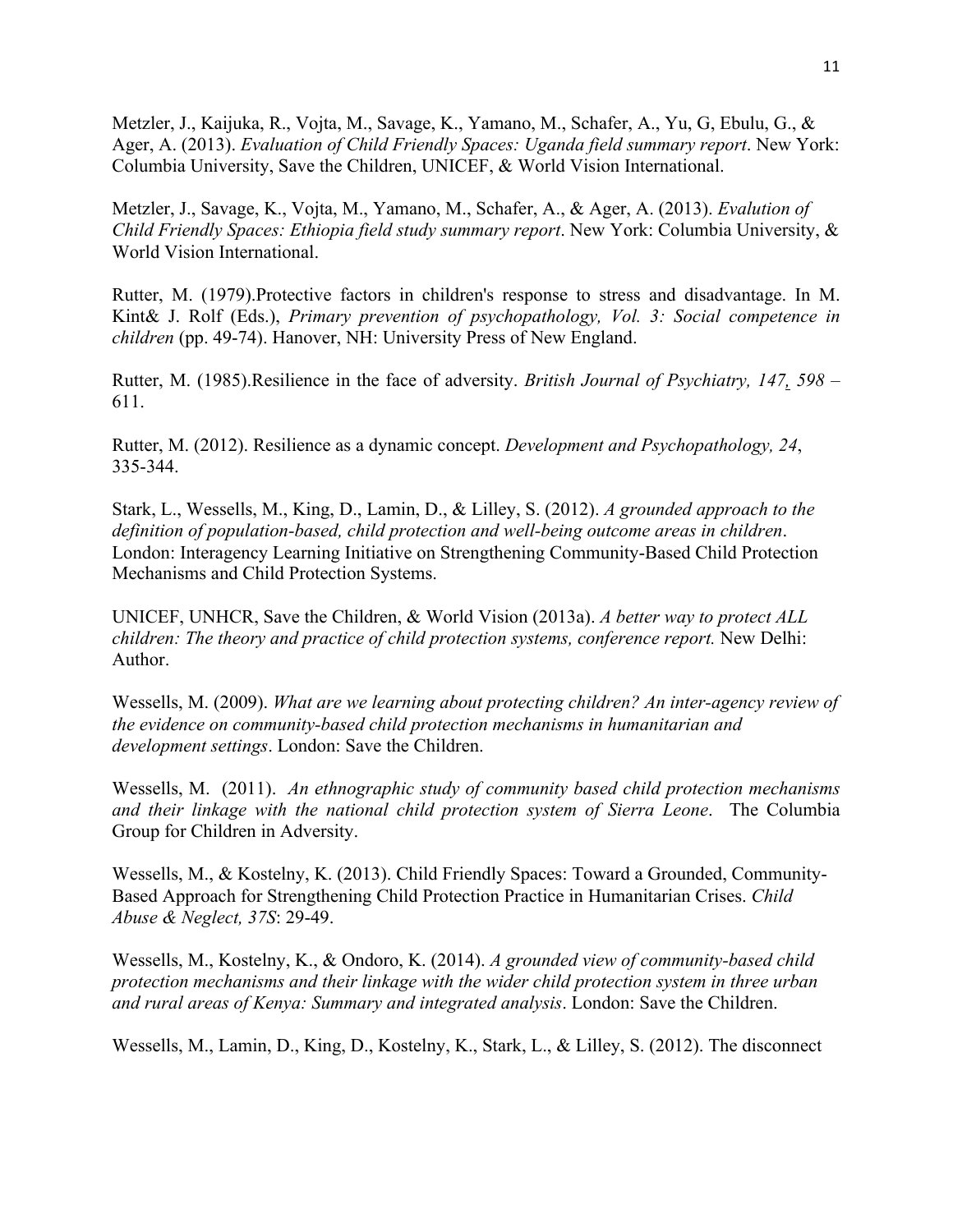Metzler, J., Kaijuka, R., Vojta, M., Savage, K., Yamano, M., Schafer, A., Yu, G, Ebulu, G., & Ager, A. (2013). *Evaluation of Child Friendly Spaces: Uganda field summary report*. New York: Columbia University, Save the Children, UNICEF, & World Vision International.

Metzler, J., Savage, K., Vojta, M., Yamano, M., Schafer, A., & Ager, A. (2013). *Evalution of Child Friendly Spaces: Ethiopia field study summary report*. New York: Columbia University, & World Vision International.

Rutter, M. (1979).Protective factors in children's response to stress and disadvantage. In M. Kint& J. Rolf (Eds.), *Primary prevention of psychopathology, Vol. 3: Social competence in children* (pp. 49-74). Hanover, NH: University Press of New England.

Rutter, M. (1985).Resilience in the face of adversity. *British Journal of Psychiatry, 147, 598* – 611.

Rutter, M. (2012). Resilience as a dynamic concept. *Development and Psychopathology, 24*, 335-344.

Stark, L., Wessells, M., King, D., Lamin, D., & Lilley, S. (2012). *A grounded approach to the definition of population-based, child protection and well-being outcome areas in children*. London: Interagency Learning Initiative on Strengthening Community-Based Child Protection Mechanisms and Child Protection Systems.

UNICEF, UNHCR, Save the Children, & World Vision (2013a). *A better way to protect ALL children: The theory and practice of child protection systems, conference report.* New Delhi: Author.

Wessells, M. (2009). *What are we learning about protecting children? An inter-agency review of the evidence on community-based child protection mechanisms in humanitarian and development settings*. London: Save the Children.

Wessells, M. (2011). *An ethnographic study of community based child protection mechanisms and their linkage with the national child protection system of Sierra Leone*. The Columbia Group for Children in Adversity.

Wessells, M., & Kostelny, K. (2013). Child Friendly Spaces: Toward a Grounded, Community-Based Approach for Strengthening Child Protection Practice in Humanitarian Crises. *Child Abuse & Neglect, 37S*: 29-49.

Wessells, M., Kostelny, K., & Ondoro, K. (2014). *A grounded view of community-based child protection mechanisms and their linkage with the wider child protection system in three urban and rural areas of Kenya: Summary and integrated analysis*. London: Save the Children.

Wessells, M., Lamin, D., King, D., Kostelny, K., Stark, L., & Lilley, S. (2012). The disconnect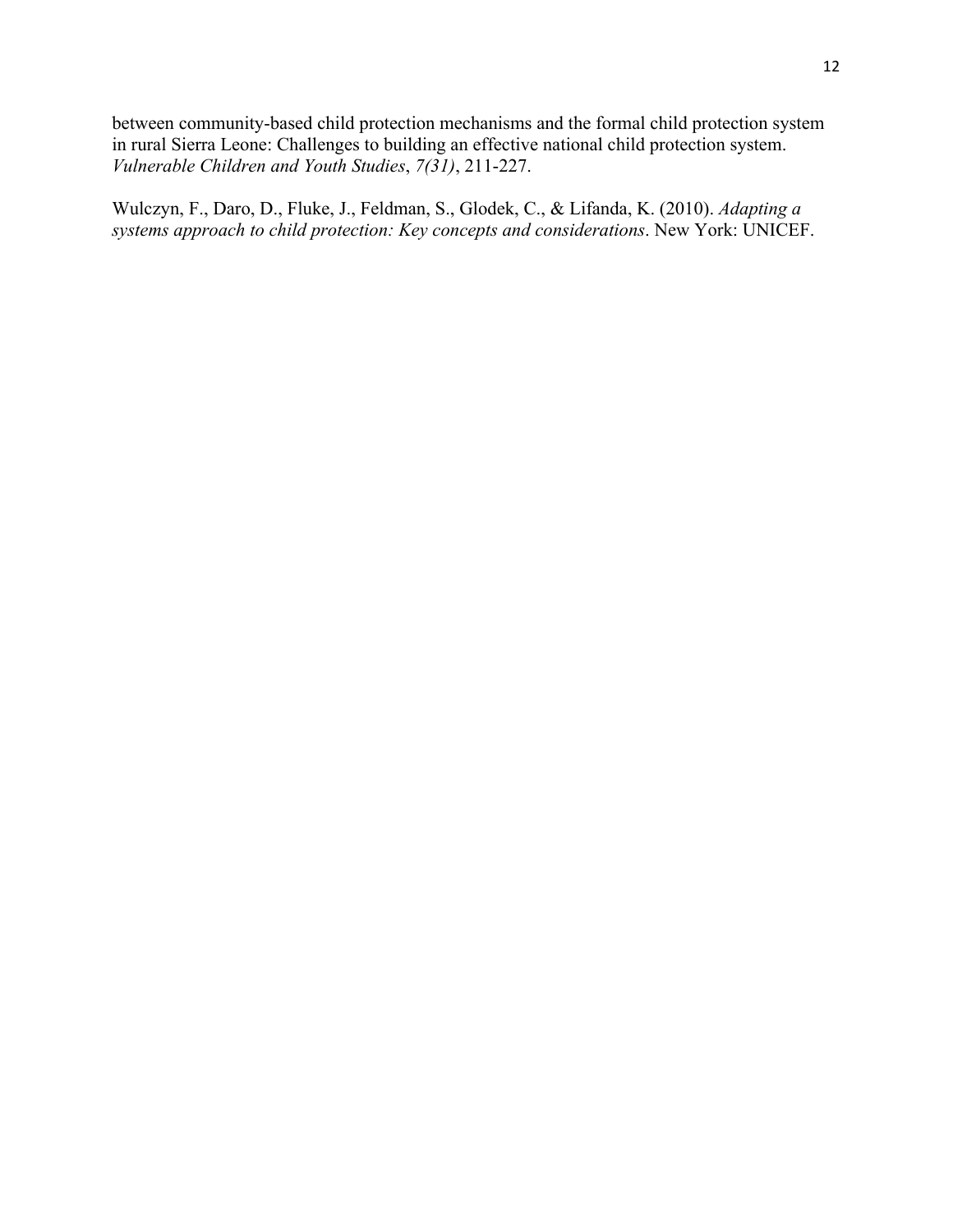between community-based child protection mechanisms and the formal child protection system in rural Sierra Leone: Challenges to building an effective national child protection system. *Vulnerable Children and Youth Studies*, *7(31)*, 211-227.

Wulczyn, F., Daro, D., Fluke, J., Feldman, S., Glodek, C., & Lifanda, K. (2010). *Adapting a systems approach to child protection: Key concepts and considerations*. New York: UNICEF.